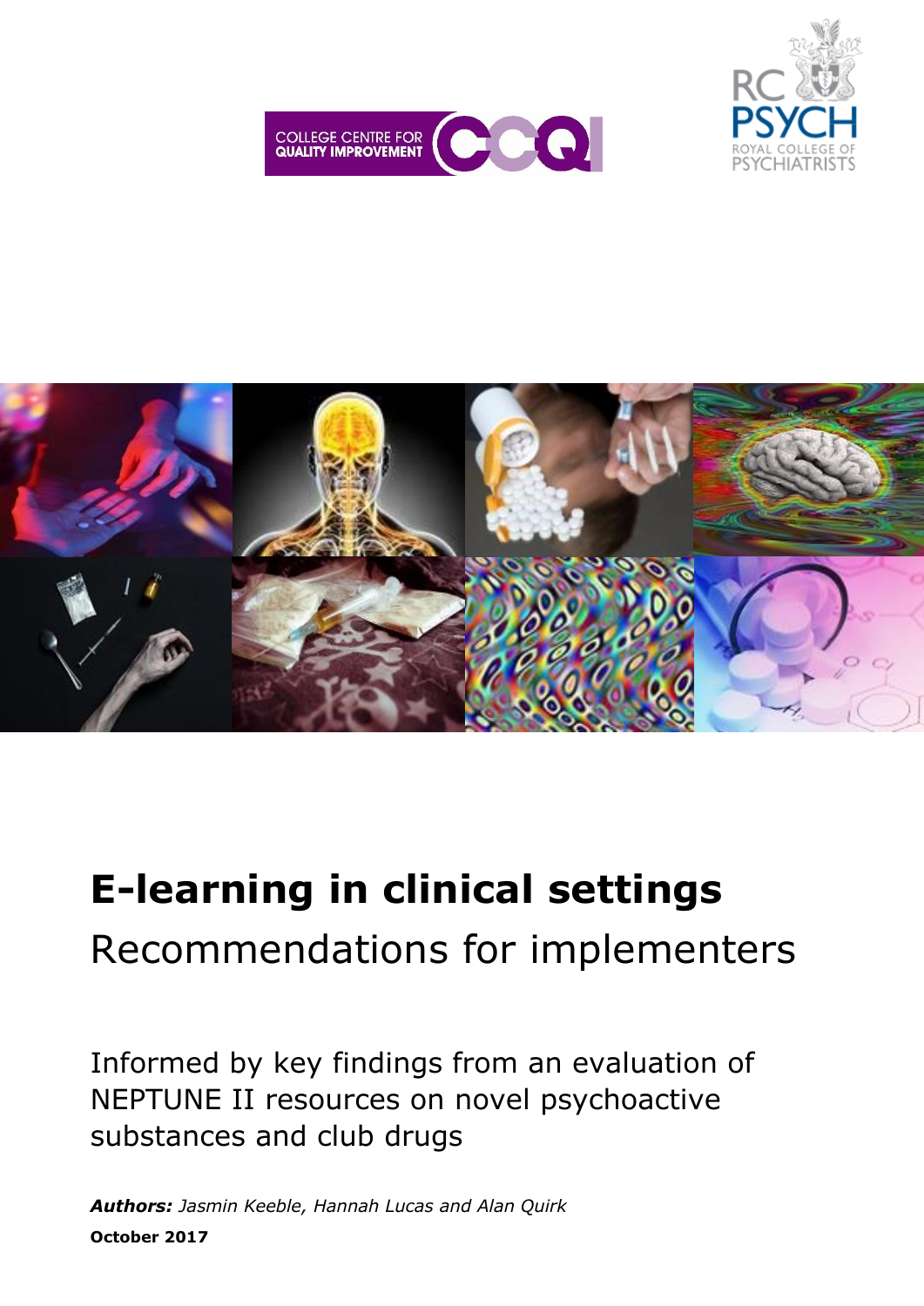# E-learning in clinical settings

## Recommendations for implementers

Informed by key findings from an evaluation of NEPTUNE II resources on novel psychoactive substances and club drugs

***Authors:*** *Jasmin Keeble, Hannah Lucas and Alan Quirk*

**October 2017**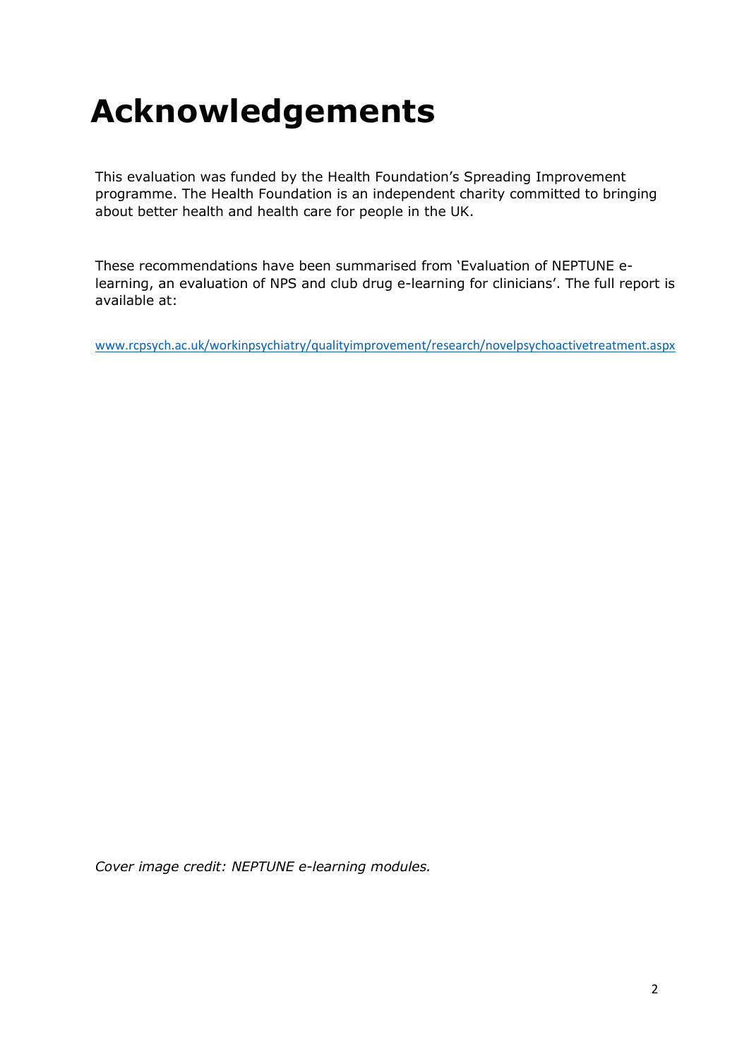# Acknowledgements

This evaluation was funded by the Health Foundation's Spreading Improvement programme. The Health Foundation is an independent charity committed to bringing about better health and health care for people in the UK.

These recommendations have been summarised from 'Evaluation of NEPTUNE e-learning, an evaluation of NPS and club drug e-learning for clinicians'. The full report is available at:

www.rcpsych.ac.uk/workinpsychiatry/qualityimprovement/research/novelpsychoactivetreatment.aspx

*Cover image credit: NEPTUNE e-learning modules.*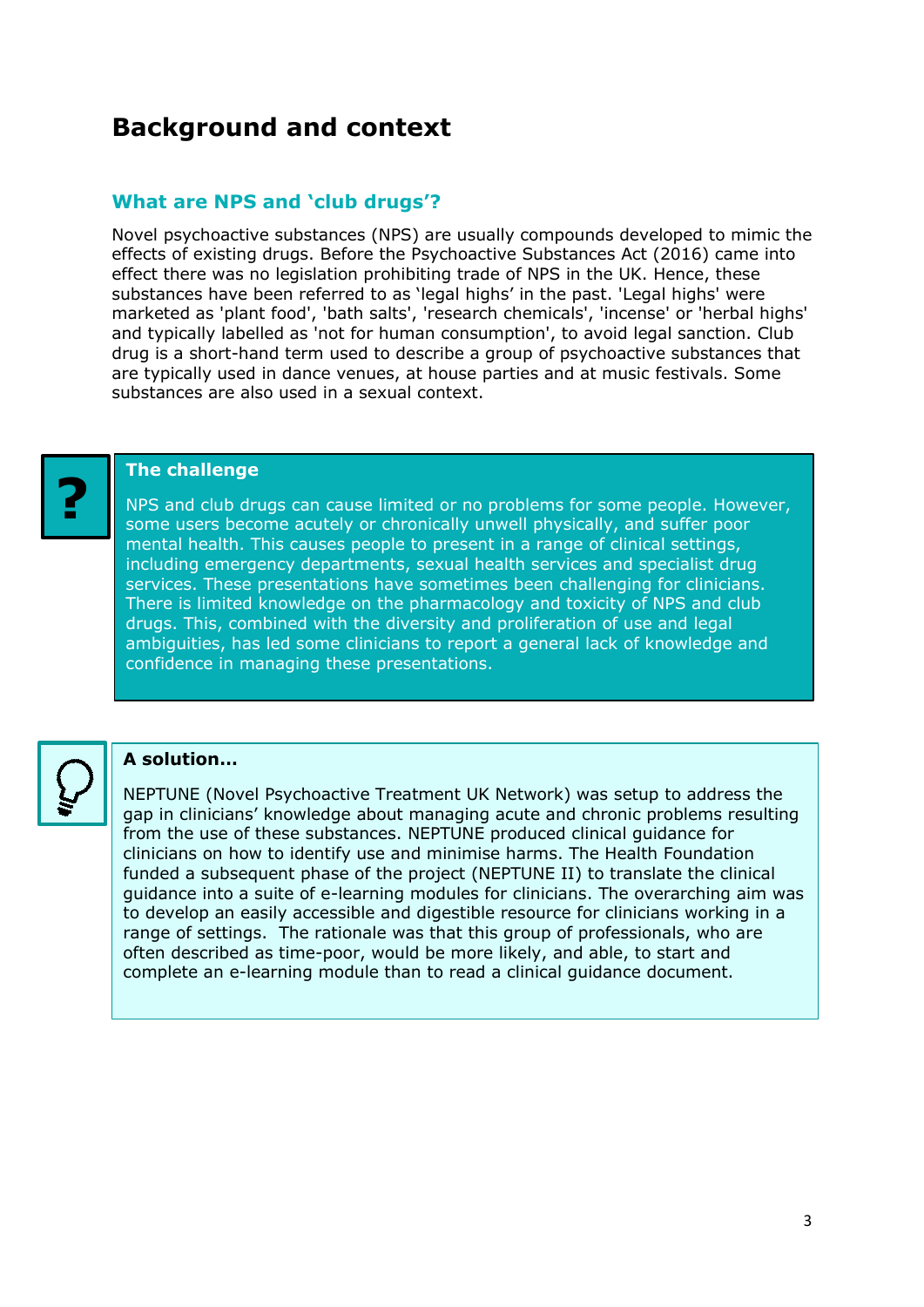# Background and context

## What are NPS and 'club drugs'?

Novel psychoactive substances (NPS) are usually compounds developed to mimic the effects of existing drugs. Before the Psychoactive Substances Act (2016) came into effect there was no legislation prohibiting trade of NPS in the UK. Hence, these substances have been referred to as 'legal highs' in the past. 'Legal highs' were marketed as 'plant food', 'bath salts', 'research chemicals', 'incense' or 'herbal highs' and typically labelled as 'not for human consumption', to avoid legal sanction. Club drug is a short-hand term used to describe a group of psychoactive substances that are typically used in dance venues, at house parties and at music festivals. Some substances are also used in a sexual context.

### The challenge

NPS and club drugs can cause limited or no problems for some people. However, some users become acutely or chronically unwell physically, and suffer poor mental health. This causes people to present in a range of clinical settings, including emergency departments, sexual health services and specialist drug services. These presentations have sometimes been challenging for clinicians. There is limited knowledge on the pharmacology and toxicity of NPS and club drugs. This, combined with the diversity and proliferation of use and legal ambiguities, has led some clinicians to report a general lack of knowledge and confidence in managing these presentations.

### A solution...

NEPTUNE (Novel Psychoactive Treatment UK Network) was setup to address the gap in clinicians' knowledge about managing acute and chronic problems resulting from the use of these substances. NEPTUNE produced clinical guidance for clinicians on how to identify use and minimise harms. The Health Foundation funded a subsequent phase of the project (NEPTUNE II) to translate the clinical guidance into a suite of e-learning modules for clinicians. The overarching aim was to develop an easily accessible and digestible resource for clinicians working in a range of settings. The rationale was that this group of professionals, who are often described as time-poor, would be more likely, and able, to start and complete an e-learning module than to read a clinical guidance document.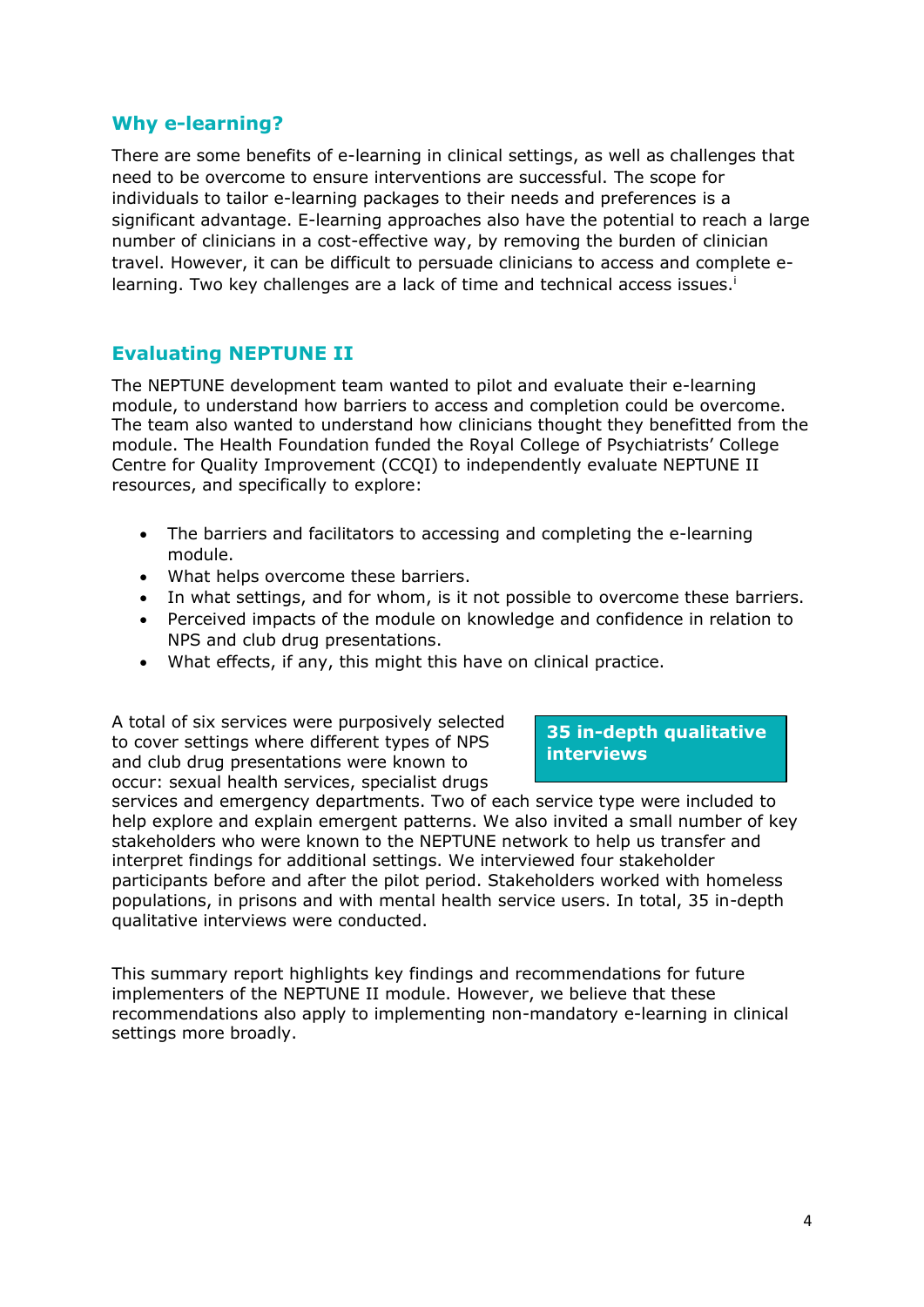## Why e-learning?

There are some benefits of e-learning in clinical settings, as well as challenges that need to be overcome to ensure interventions are successful. The scope for individuals to tailor e-learning packages to their needs and preferences is a significant advantage. E-learning approaches also have the potential to reach a large number of clinicians in a cost-effective way, by removing the burden of clinician travel. However, it can be difficult to persuade clinicians to access and complete e-learning. Two key challenges are a lack of time and technical access issues.[i]

## Evaluating NEPTUNE II

The NEPTUNE development team wanted to pilot and evaluate their e-learning module, to understand how barriers to access and completion could be overcome. The team also wanted to understand how clinicians thought they benefitted from the module. The Health Foundation funded the Royal College of Psychiatrists' College Centre for Quality Improvement (CCQI) to independently evaluate NEPTUNE II resources, and specifically to explore:

- The barriers and facilitators to accessing and completing the e-learning module.
- What helps overcome these barriers.
- In what settings, and for whom, is it not possible to overcome these barriers.
- Perceived impacts of the module on knowledge and confidence in relation to NPS and club drug presentations.
- What effects, if any, this might this have on clinical practice.

**35 in-depth qualitative interviews**

A total of six services were purposively selected to cover settings where different types of NPS and club drug presentations were known to occur: sexual health services, specialist drugs services and emergency departments. Two of each service type were included to help explore and explain emergent patterns. We also invited a small number of key stakeholders who were known to the NEPTUNE network to help us transfer and interpret findings for additional settings. We interviewed four stakeholder participants before and after the pilot period. Stakeholders worked with homeless populations, in prisons and with mental health service users. In total, 35 in-depth qualitative interviews were conducted.

This summary report highlights key findings and recommendations for future implementers of the NEPTUNE II module. However, we believe that these recommendations also apply to implementing non-mandatory e-learning in clinical settings more broadly.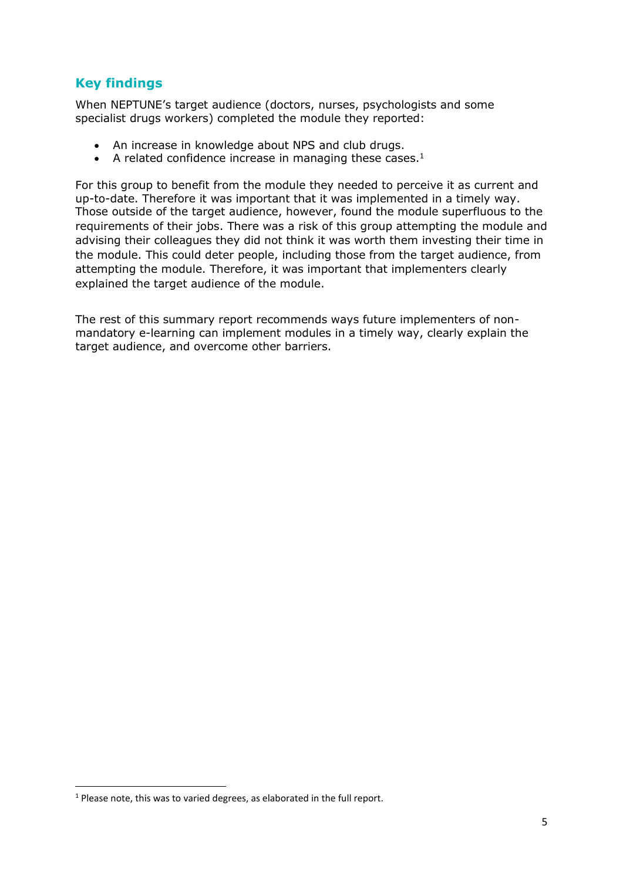## Key findings

When NEPTUNE's target audience (doctors, nurses, psychologists and some specialist drugs workers) completed the module they reported:

- An increase in knowledge about NPS and club drugs.
- A related confidence increase in managing these cases.[1]

For this group to benefit from the module they needed to perceive it as current and up-to-date. Therefore it was important that it was implemented in a timely way. Those outside of the target audience, however, found the module superfluous to the requirements of their jobs. There was a risk of this group attempting the module and advising their colleagues they did not think it was worth them investing their time in the module. This could deter people, including those from the target audience, from attempting the module. Therefore, it was important that implementers clearly explained the target audience of the module.

The rest of this summary report recommends ways future implementers of non-mandatory e-learning can implement modules in a timely way, clearly explain the target audience, and overcome other barriers.

[1] Please note, this was to varied degrees, as elaborated in the full report.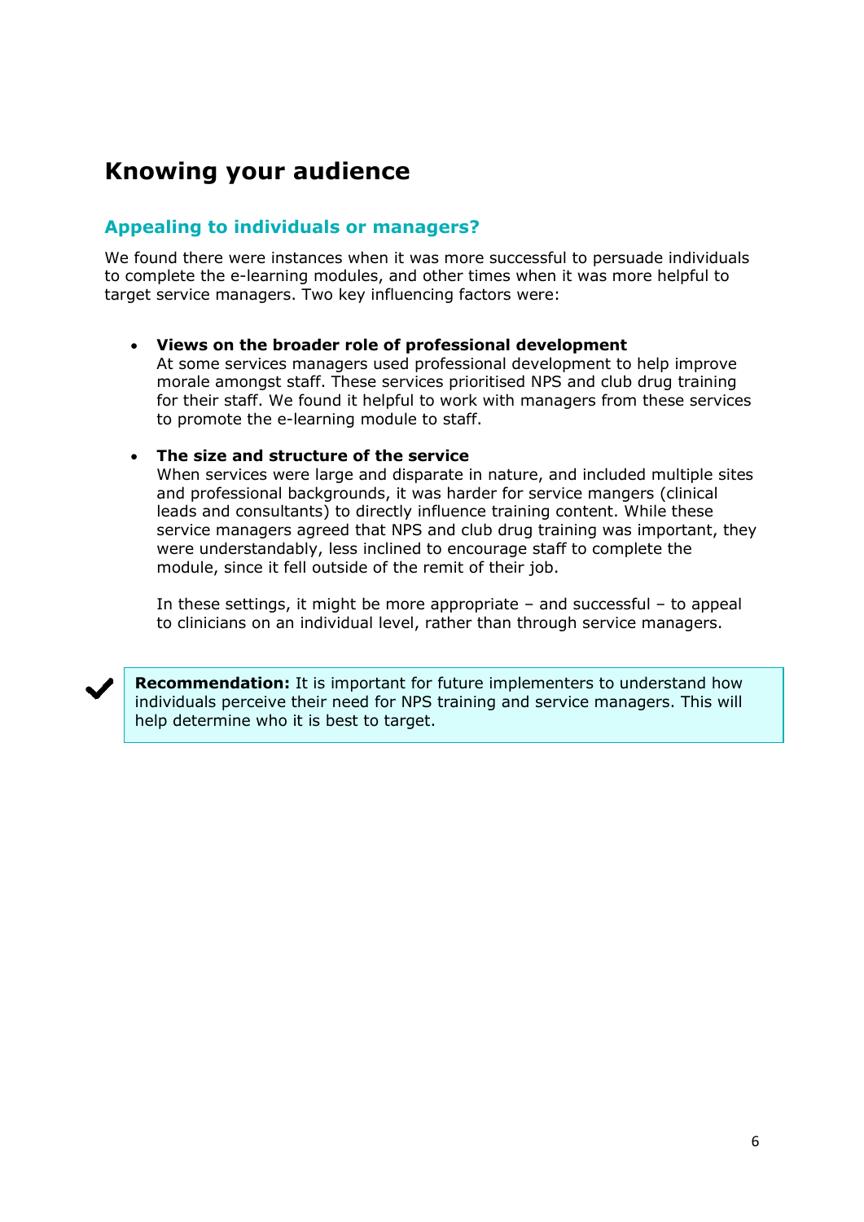# Knowing your audience

## Appealing to individuals or managers?

We found there were instances when it was more successful to persuade individuals to complete the e-learning modules, and other times when it was more helpful to target service managers. Two key influencing factors were:

- **Views on the broader role of professional development**
  At some services managers used professional development to help improve morale amongst staff. These services prioritised NPS and club drug training for their staff. We found it helpful to work with managers from these services to promote the e-learning module to staff.

- **The size and structure of the service**
  When services were large and disparate in nature, and included multiple sites and professional backgrounds, it was harder for service mangers (clinical leads and consultants) to directly influence training content. While these service managers agreed that NPS and club drug training was important, they were understandably, less inclined to encourage staff to complete the module, since it fell outside of the remit of their job.

  In these settings, it might be more appropriate – and successful – to appeal to clinicians on an individual level, rather than through service managers.

> ✔ **Recommendation:** It is important for future implementers to understand how individuals perceive their need for NPS training and service managers. This will help determine who it is best to target.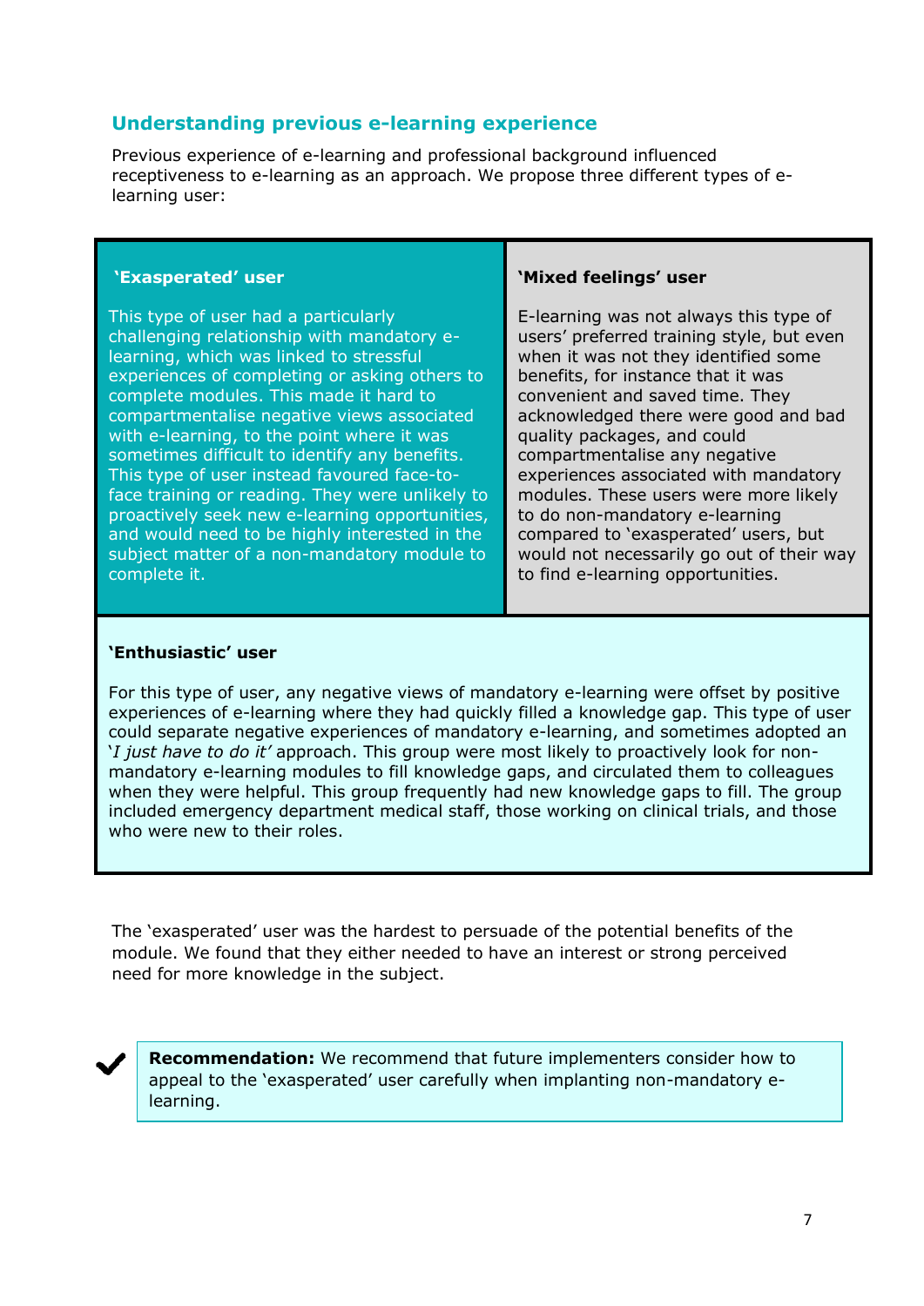## Understanding previous e-learning experience

Previous experience of e-learning and professional background influenced receptiveness to e-learning as an approach. We propose three different types of e-learning user:

### 'Exasperated' user

This type of user had a particularly challenging relationship with mandatory e-learning, which was linked to stressful experiences of completing or asking others to complete modules. This made it hard to compartmentalise negative views associated with e-learning, to the point where it was sometimes difficult to identify any benefits. This type of user instead favoured face-to-face training or reading. They were unlikely to proactively seek new e-learning opportunities, and would need to be highly interested in the subject matter of a non-mandatory module to complete it.

### 'Mixed feelings' user

E-learning was not always this type of users' preferred training style, but even when it was not they identified some benefits, for instance that it was convenient and saved time. They acknowledged there were good and bad quality packages, and could compartmentalise any negative experiences associated with mandatory modules. These users were more likely to do non-mandatory e-learning compared to 'exasperated' users, but would not necessarily go out of their way to find e-learning opportunities.

### 'Enthusiastic' user

For this type of user, any negative views of mandatory e-learning were offset by positive experiences of e-learning where they had quickly filled a knowledge gap. This type of user could separate negative experiences of mandatory e-learning, and sometimes adopted an '*I just have to do it'* approach. This group were most likely to proactively look for non-mandatory e-learning modules to fill knowledge gaps, and circulated them to colleagues when they were helpful. This group frequently had new knowledge gaps to fill. The group included emergency department medical staff, those working on clinical trials, and those who were new to their roles.

The 'exasperated' user was the hardest to persuade of the potential benefits of the module. We found that they either needed to have an interest or strong perceived need for more knowledge in the subject.

✔ **Recommendation:** We recommend that future implementers consider how to appeal to the 'exasperated' user carefully when implanting non-mandatory e-learning.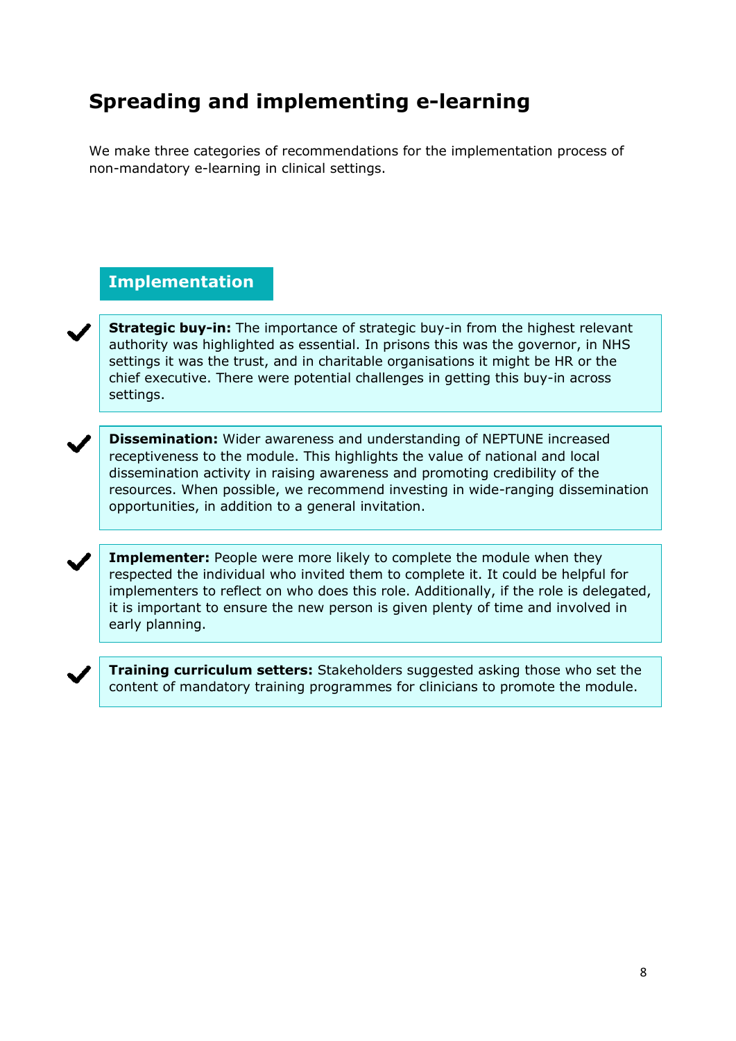# Spreading and implementing e-learning

We make three categories of recommendations for the implementation process of non-mandatory e-learning in clinical settings.

## Implementation

- **Strategic buy-in:** The importance of strategic buy-in from the highest relevant authority was highlighted as essential. In prisons this was the governor, in NHS settings it was the trust, and in charitable organisations it might be HR or the chief executive. There were potential challenges in getting this buy-in across settings.

- **Dissemination:** Wider awareness and understanding of NEPTUNE increased receptiveness to the module. This highlights the value of national and local dissemination activity in raising awareness and promoting credibility of the resources. When possible, we recommend investing in wide-ranging dissemination opportunities, in addition to a general invitation.

- **Implementer:** People were more likely to complete the module when they respected the individual who invited them to complete it. It could be helpful for implementers to reflect on who does this role. Additionally, if the role is delegated, it is important to ensure the new person is given plenty of time and involved in early planning.

- **Training curriculum setters:** Stakeholders suggested asking those who set the content of mandatory training programmes for clinicians to promote the module.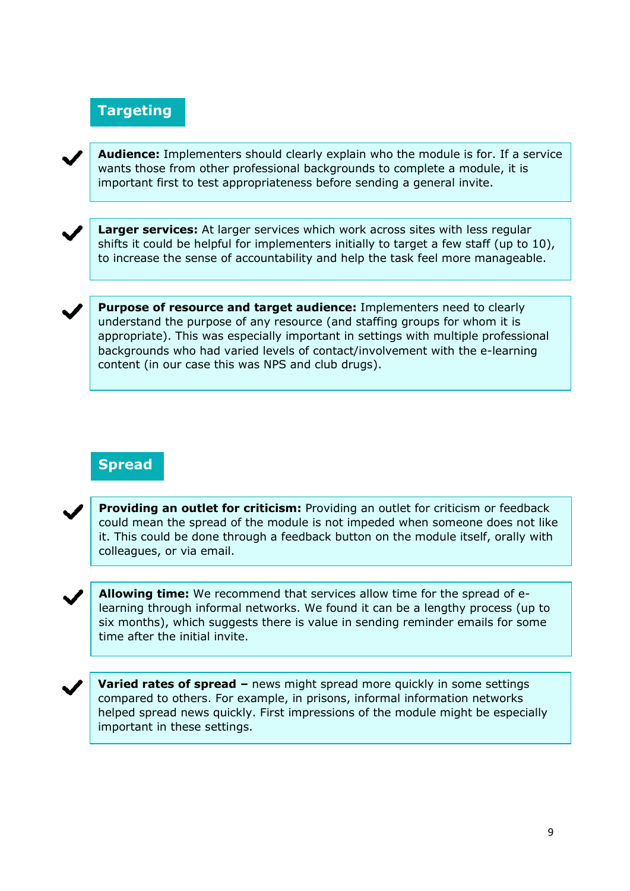## Targeting

- **Audience:** Implementers should clearly explain who the module is for. If a service wants those from other professional backgrounds to complete a module, it is important first to test appropriateness before sending a general invite.

- **Larger services:** At larger services which work across sites with less regular shifts it could be helpful for implementers initially to target a few staff (up to 10), to increase the sense of accountability and help the task feel more manageable.

- **Purpose of resource and target audience:** Implementers need to clearly understand the purpose of any resource (and staffing groups for whom it is appropriate). This was especially important in settings with multiple professional backgrounds who had varied levels of contact/involvement with the e-learning content (in our case this was NPS and club drugs).

## Spread

- **Providing an outlet for criticism:** Providing an outlet for criticism or feedback could mean the spread of the module is not impeded when someone does not like it. This could be done through a feedback button on the module itself, orally with colleagues, or via email.

- **Allowing time:** We recommend that services allow time for the spread of e-learning through informal networks. We found it can be a lengthy process (up to six months), which suggests there is value in sending reminder emails for some time after the initial invite.

- **Varied rates of spread –** news might spread more quickly in some settings compared to others. For example, in prisons, informal information networks helped spread news quickly. First impressions of the module might be especially important in these settings.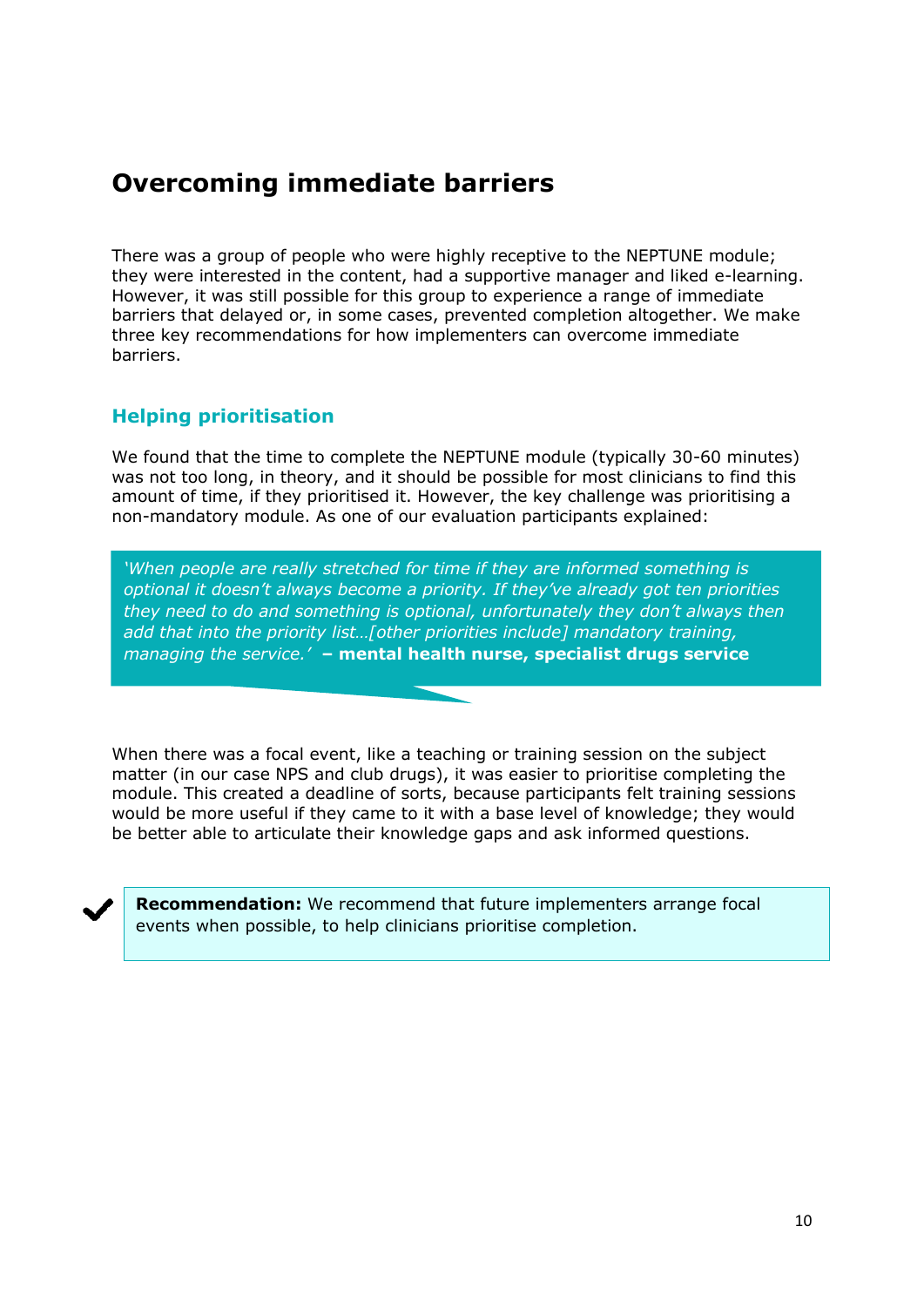# Overcoming immediate barriers

There was a group of people who were highly receptive to the NEPTUNE module; they were interested in the content, had a supportive manager and liked e-learning. However, it was still possible for this group to experience a range of immediate barriers that delayed or, in some cases, prevented completion altogether. We make three key recommendations for how implementers can overcome immediate barriers.

## Helping prioritisation

We found that the time to complete the NEPTUNE module (typically 30-60 minutes) was not too long, in theory, and it should be possible for most clinicians to find this amount of time, if they prioritised it. However, the key challenge was prioritising a non-mandatory module. As one of our evaluation participants explained:

> *'When people are really stretched for time if they are informed something is optional it doesn't always become a priority. If they've already got ten priorities they need to do and something is optional, unfortunately they don't always then add that into the priority list…[other priorities include] mandatory training, managing the service.'* **– mental health nurse, specialist drugs service**

When there was a focal event, like a teaching or training session on the subject matter (in our case NPS and club drugs), it was easier to prioritise completing the module. This created a deadline of sorts, because participants felt training sessions would be more useful if they came to it with a base level of knowledge; they would be better able to articulate their knowledge gaps and ask informed questions.

> **Recommendation:** We recommend that future implementers arrange focal events when possible, to help clinicians prioritise completion.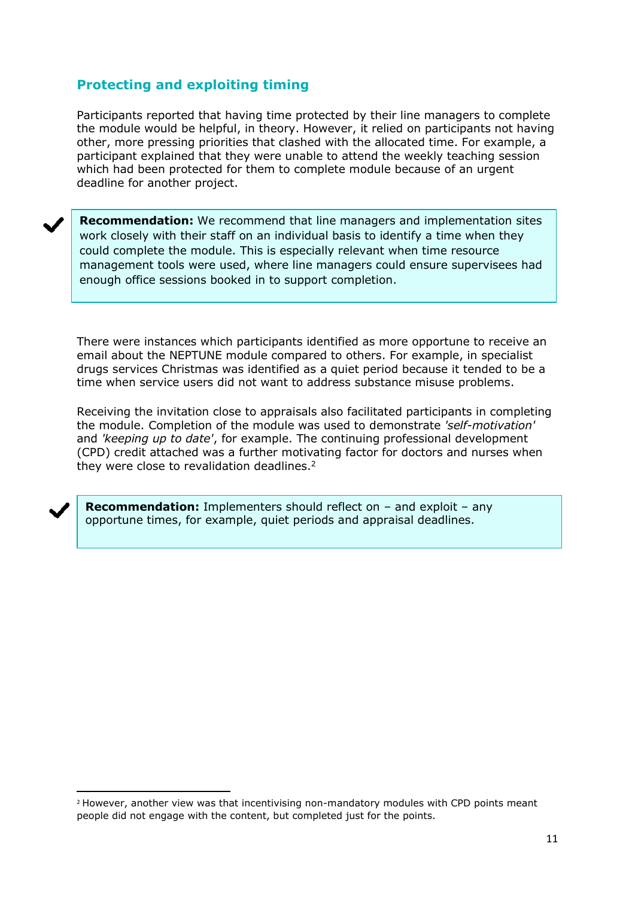## Protecting and exploiting timing

Participants reported that having time protected by their line managers to complete the module would be helpful, in theory. However, it relied on participants not having other, more pressing priorities that clashed with the allocated time. For example, a participant explained that they were unable to attend the weekly teaching session which had been protected for them to complete module because of an urgent deadline for another project.

> ✔ **Recommendation:** We recommend that line managers and implementation sites work closely with their staff on an individual basis to identify a time when they could complete the module. This is especially relevant when time resource management tools were used, where line managers could ensure supervisees had enough office sessions booked in to support completion.

There were instances which participants identified as more opportune to receive an email about the NEPTUNE module compared to others. For example, in specialist drugs services Christmas was identified as a quiet period because it tended to be a time when service users did not want to address substance misuse problems.

Receiving the invitation close to appraisals also facilitated participants in completing the module. Completion of the module was used to demonstrate *'self-motivation'* and *'keeping up to date'*, for example. The continuing professional development (CPD) credit attached was a further motivating factor for doctors and nurses when they were close to revalidation deadlines.[2]

> ✔ **Recommendation:** Implementers should reflect on – and exploit – any opportune times, for example, quiet periods and appraisal deadlines.

[2] However, another view was that incentivising non-mandatory modules with CPD points meant people did not engage with the content, but completed just for the points.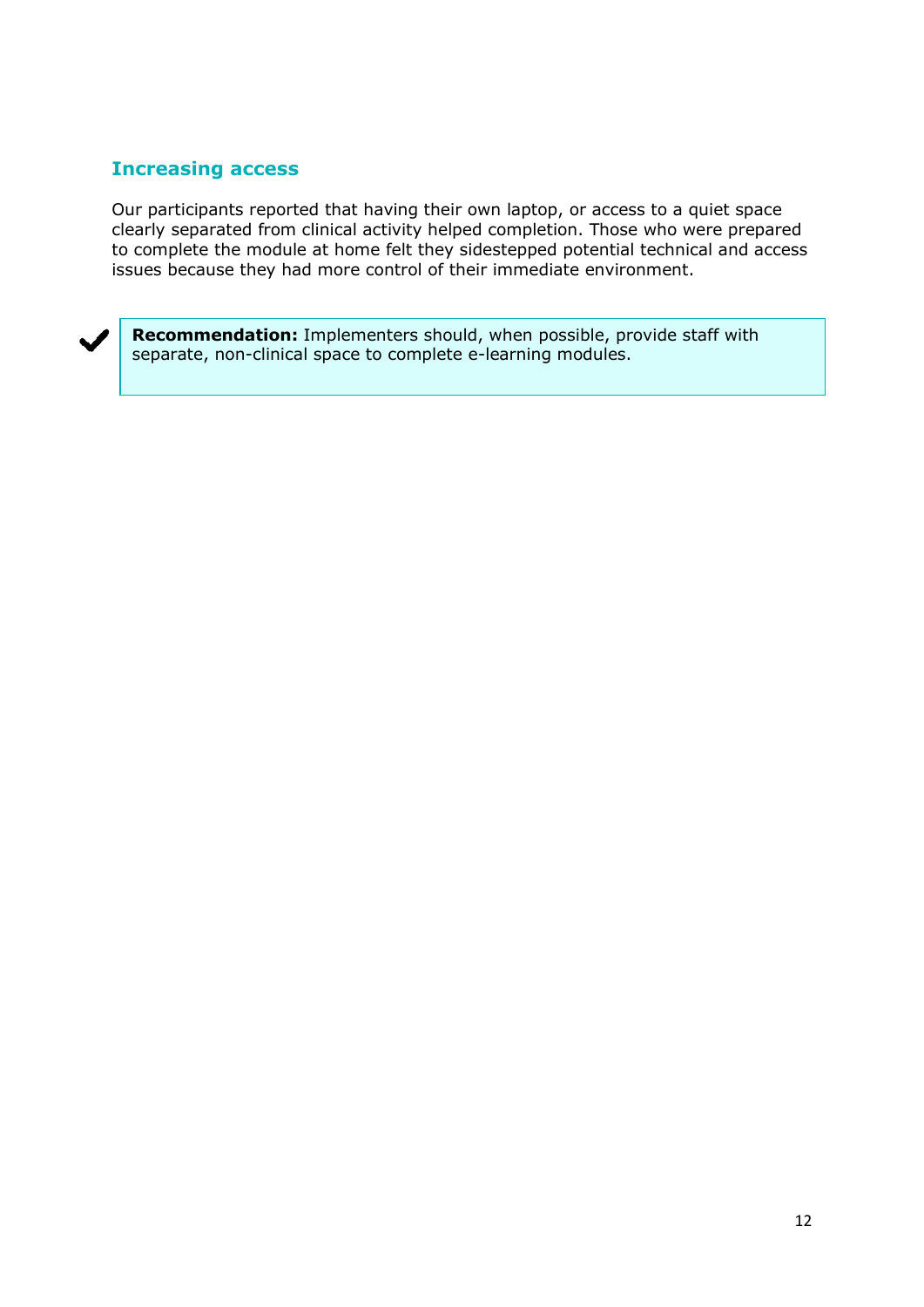## Increasing access

Our participants reported that having their own laptop, or access to a quiet space clearly separated from clinical activity helped completion. Those who were prepared to complete the module at home felt they sidestepped potential technical and access issues because they had more control of their immediate environment.

> ✔ **Recommendation:** Implementers should, when possible, provide staff with separate, non-clinical space to complete e-learning modules.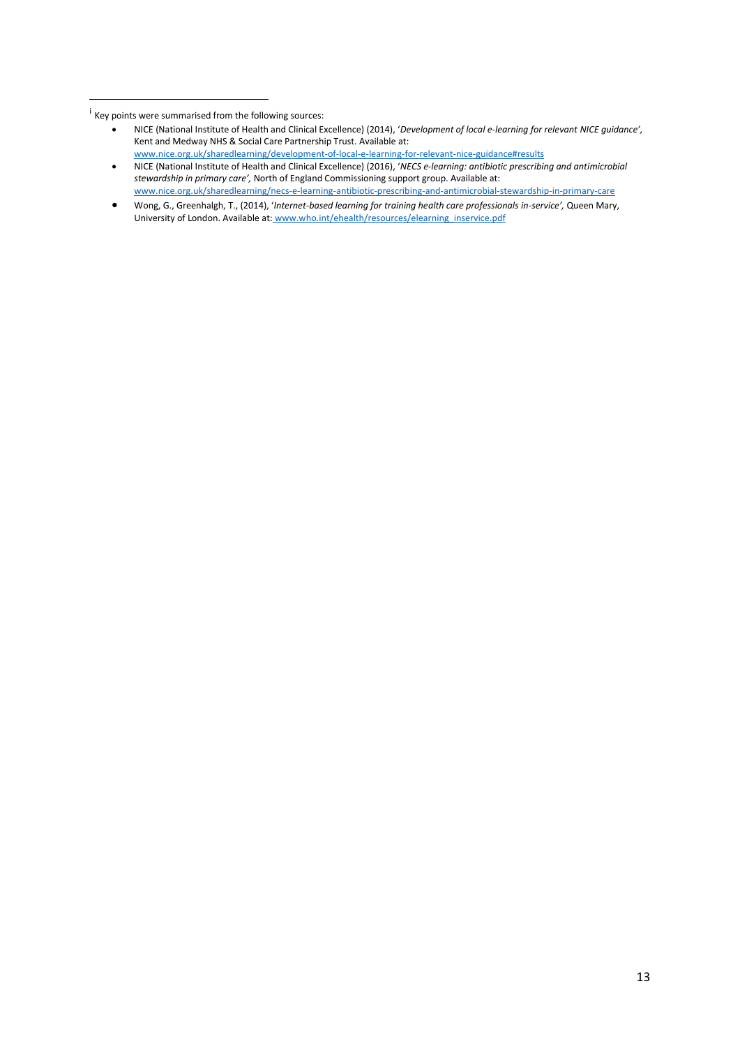[i] Key points were summarised from the following sources:

- NICE (National Institute of Health and Clinical Excellence) (2014), '*Development of local e-learning for relevant NICE guidance'*, Kent and Medway NHS & Social Care Partnership Trust. Available at: www.nice.org.uk/sharedlearning/development-of-local-e-learning-for-relevant-nice-guidance#results
- NICE (National Institute of Health and Clinical Excellence) (2016), '*NECS e-learning: antibiotic prescribing and antimicrobial stewardship in primary care'*, North of England Commissioning support group. Available at: www.nice.org.uk/sharedlearning/necs-e-learning-antibiotic-prescribing-and-antimicrobial-stewardship-in-primary-care
- Wong, G., Greenhalgh, T., (2014), '*Internet-based learning for training health care professionals in-service'*, Queen Mary, University of London. Available at: www.who.int/ehealth/resources/elearning_inservice.pdf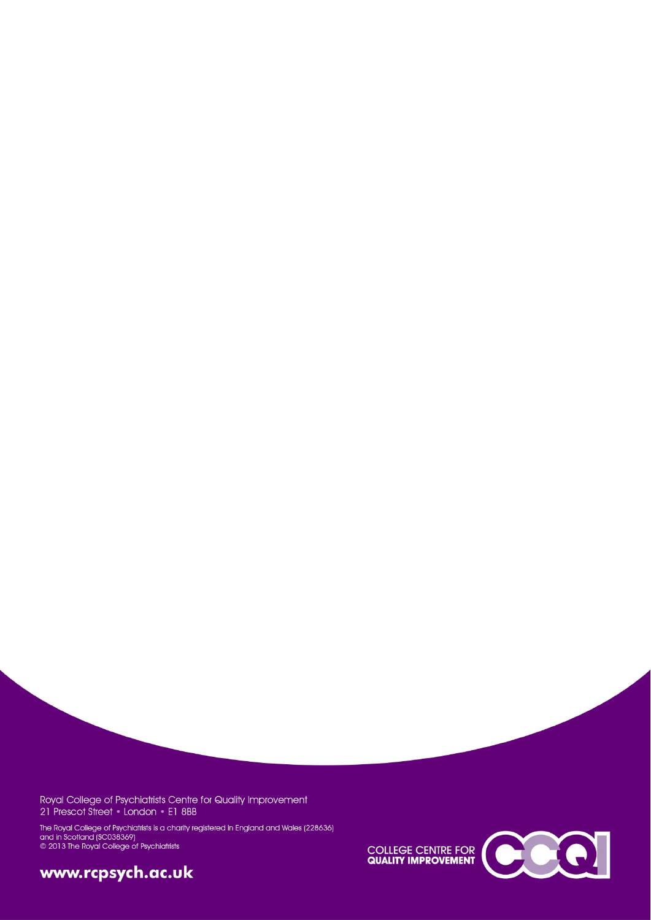Royal College of Psychiatrists Centre for Quality Improvement
21 Prescot Street • London • E1 8BB

The Royal College of Psychiatrists is a charity registered in England and Wales (228636) and in Scotland (SC038369)
© 2013 The Royal College of Psychiatrists

**www.rcpsych.ac.uk**

COLLEGE CENTRE FOR
**QUALITY IMPROVEMENT**